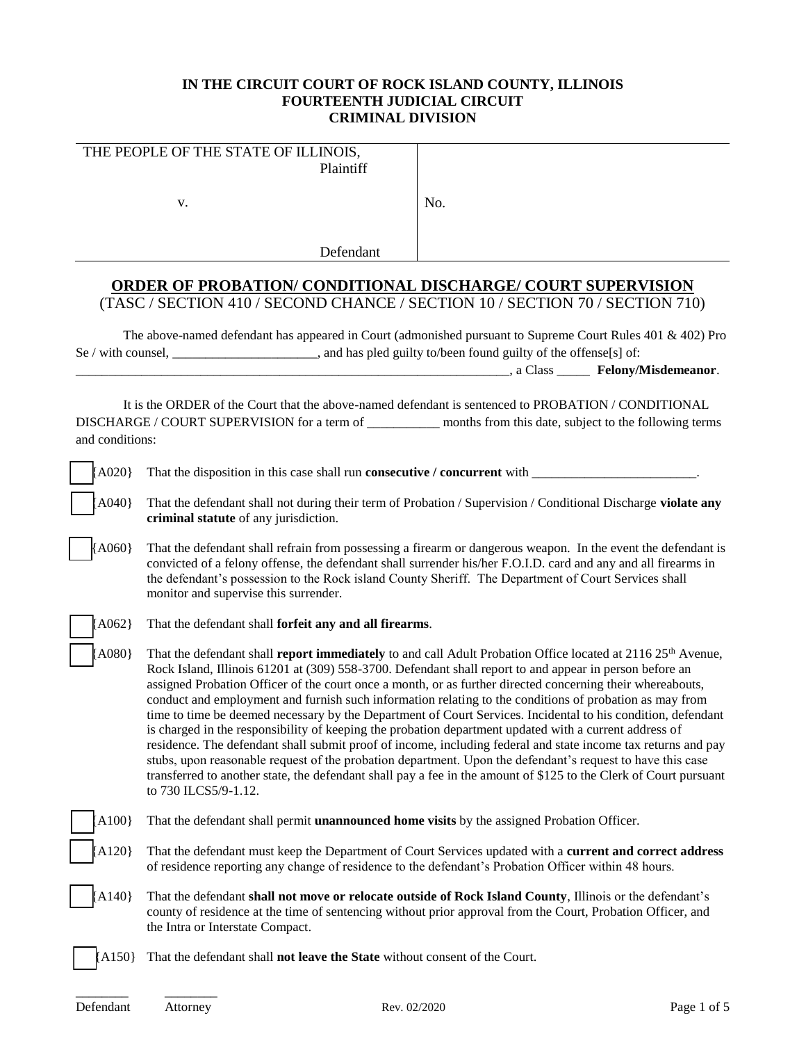**IN THE CIRCUIT COURT OF ROCK ISLAND COUNTY, ILLINOIS**
**FOURTEENTH JUDICIAL CIRCUIT**
**CRIMINAL DIVISION**

| THE PEOPLE OF THE STATE OF ILLINOIS, Plaintiff | |
|---|---|
| v. | No. |
| Defendant | |

## ORDER OF PROBATION/ CONDITIONAL DISCHARGE/ COURT SUPERVISION

(TASC / SECTION 410 / SECOND CHANCE / SECTION 10 / SECTION 70 / SECTION 710)

The above-named defendant has appeared in Court (admonished pursuant to Supreme Court Rules 401 & 402) Pro Se / with counsel, ______________________, and has pled guilty to/been found guilty of the offense[s] of: ______________________________________________________________________, a Class _____ **Felony/Misdemeanor**.

It is the ORDER of the Court that the above-named defendant is sentenced to PROBATION / CONDITIONAL DISCHARGE / COURT SUPERVISION for a term of ___________ months from this date, subject to the following terms and conditions:

☐ {A020} That the disposition in this case shall run **consecutive / concurrent** with _________________________.

☐ {A040} That the defendant shall not during their term of Probation / Supervision / Conditional Discharge **violate any criminal statute** of any jurisdiction.

☐ {A060} That the defendant shall refrain from possessing a firearm or dangerous weapon. In the event the defendant is convicted of a felony offense, the defendant shall surrender his/her F.O.I.D. card and any and all firearms in the defendant's possession to the Rock island County Sheriff. The Department of Court Services shall monitor and supervise this surrender.

☐ {A062} That the defendant shall **forfeit any and all firearms**.

☐ {A080} That the defendant shall **report immediately** to and call Adult Probation Office located at 2116 25th Avenue, Rock Island, Illinois 61201 at (309) 558-3700. Defendant shall report to and appear in person before an assigned Probation Officer of the court once a month, or as further directed concerning their whereabouts, conduct and employment and furnish such information relating to the conditions of probation as may from time to time be deemed necessary by the Department of Court Services. Incidental to his condition, defendant is charged in the responsibility of keeping the probation department updated with a current address of residence. The defendant shall submit proof of income, including federal and state income tax returns and pay stubs, upon reasonable request of the probation department. Upon the defendant's request to have this case transferred to another state, the defendant shall pay a fee in the amount of $125 to the Clerk of Court pursuant to 730 ILCS5/9-1.12.

☐ {A100} That the defendant shall permit **unannounced home visits** by the assigned Probation Officer.

☐ {A120} That the defendant must keep the Department of Court Services updated with a **current and correct address** of residence reporting any change of residence to the defendant's Probation Officer within 48 hours.

☐ {A140} That the defendant **shall not move or relocate outside of Rock Island County**, Illinois or the defendant's county of residence at the time of sentencing without prior approval from the Court, Probation Officer, and the Intra or Interstate Compact.

☐ {A150} That the defendant shall **not leave the State** without consent of the Court.

________ Defendant ________ Attorney

Rev. 02/2020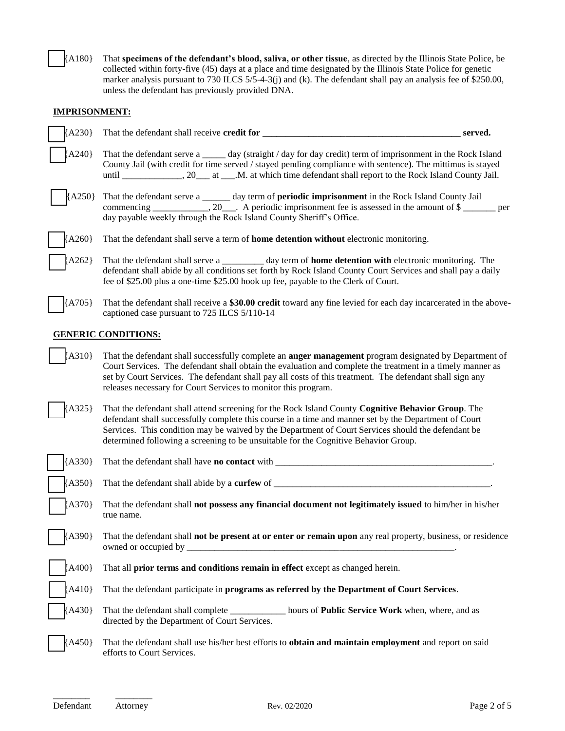☐ {A180} That **specimens of the defendant's blood, saliva, or other tissue**, as directed by the Illinois State Police, be collected within forty-five (45) days at a place and time designated by the Illinois State Police for genetic marker analysis pursuant to 730 ILCS 5/5-4-3(j) and (k). The defendant shall pay an analysis fee of $250.00, unless the defendant has previously provided DNA.

## IMPRISONMENT:

☐ {A230} That the defendant shall receive **credit for ____________________________________________ served.**

☐ {A240} That the defendant serve a _____ day (straight / day for day credit) term of imprisonment in the Rock Island County Jail (with credit for time served / stayed pending compliance with sentence). The mittimus is stayed until _____________, 20___ at ___.M. at which time defendant shall report to the Rock Island County Jail.

☐ {A250} That the defendant serve a ______ day term of **periodic imprisonment** in the Rock Island County Jail commencing ____________, 20___. A periodic imprisonment fee is assessed in the amount of $ _______ per day payable weekly through the Rock Island County Sheriff's Office.

☐ {A260} That the defendant shall serve a term of **home detention without** electronic monitoring.

☐ {A262} That the defendant shall serve a _________ day term of **home detention with** electronic monitoring. The defendant shall abide by all conditions set forth by Rock Island County Court Services and shall pay a daily fee of $25.00 plus a one-time $25.00 hook up fee, payable to the Clerk of Court.

☐ {A705} That the defendant shall receive a **$30.00 credit** toward any fine levied for each day incarcerated in the above-captioned case pursuant to 725 ILCS 5/110-14

## GENERIC CONDITIONS:

☐ {A310} That the defendant shall successfully complete an **anger management** program designated by Department of Court Services. The defendant shall obtain the evaluation and complete the treatment in a timely manner as set by Court Services. The defendant shall pay all costs of this treatment. The defendant shall sign any releases necessary for Court Services to monitor this program.

☐ {A325} That the defendant shall attend screening for the Rock Island County **Cognitive Behavior Group**. The defendant shall successfully complete this course in a time and manner set by the Department of Court Services. This condition may be waived by the Department of Court Services should the defendant be determined following a screening to be unsuitable for the Cognitive Behavior Group.

☐ {A330} That the defendant shall have **no contact** with __________________________________________________.

☐ {A350} That the defendant shall abide by a **curfew** of __________________________________________________.

☐ {A370} That the defendant shall **not possess any financial document not legitimately issued** to him/her in his/her true name.

☐ {A390} That the defendant shall **not be present at or enter or remain upon** any real property, business, or residence owned or occupied by ____________________________________________________________.

☐ {A400} That all **prior terms and conditions remain in effect** except as changed herein.

☐ {A410} That the defendant participate in **programs as referred by the Department of Court Services**.

☐ {A430} That the defendant shall complete ____________ hours of **Public Service Work** when, where, and as directed by the Department of Court Services.

☐ {A450} That the defendant shall use his/her best efforts to **obtain and maintain employment** and report on said efforts to Court Services.

________ ________
Defendant Attorney

Rev. 02/2020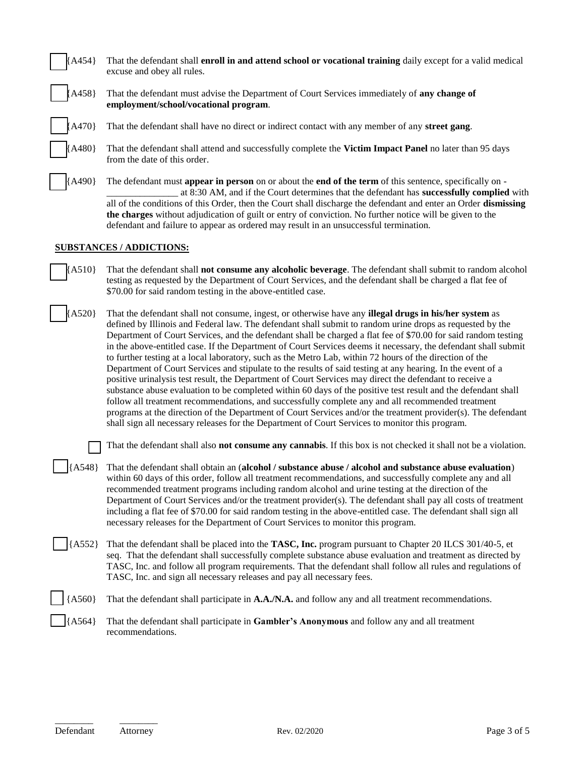☐ {A454} That the defendant shall **enroll in and attend school or vocational training** daily except for a valid medical excuse and obey all rules.

☐ {A458} That the defendant must advise the Department of Court Services immediately of **any change of employment/school/vocational program**.

☐ {A470} That the defendant shall have no direct or indirect contact with any member of any **street gang**.

☐ {A480} That the defendant shall attend and successfully complete the **Victim Impact Panel** no later than 95 days from the date of this order.

☐ {A490} The defendant must **appear in person** on or about the **end of the term** of this sentence, specifically on - _______________ at 8:30 AM, and if the Court determines that the defendant has **successfully complied** with all of the conditions of this Order, then the Court shall discharge the defendant and enter an Order **dismissing the charges** without adjudication of guilt or entry of conviction. No further notice will be given to the defendant and failure to appear as ordered may result in an unsuccessful termination.

**SUBSTANCES / ADDICTIONS:**

☐ {A510} That the defendant shall **not consume any alcoholic beverage**. The defendant shall submit to random alcohol testing as requested by the Department of Court Services, and the defendant shall be charged a flat fee of $70.00 for said random testing in the above-entitled case.

☐ {A520} That the defendant shall not consume, ingest, or otherwise have any **illegal drugs in his/her system** as defined by Illinois and Federal law. The defendant shall submit to random urine drops as requested by the Department of Court Services, and the defendant shall be charged a flat fee of $70.00 for said random testing in the above-entitled case. If the Department of Court Services deems it necessary, the defendant shall submit to further testing at a local laboratory, such as the Metro Lab, within 72 hours of the direction of the Department of Court Services and stipulate to the results of said testing at any hearing. In the event of a positive urinalysis test result, the Department of Court Services may direct the defendant to receive a substance abuse evaluation to be completed within 60 days of the positive test result and the defendant shall follow all treatment recommendations, and successfully complete any and all recommended treatment programs at the direction of the Department of Court Services and/or the treatment provider(s). The defendant shall sign all necessary releases for the Department of Court Services to monitor this program.

☐ That the defendant shall also **not consume any cannabis**. If this box is not checked it shall not be a violation.

☐ {A548} That the defendant shall obtain an (**alcohol / substance abuse / alcohol and substance abuse evaluation**) within 60 days of this order, follow all treatment recommendations, and successfully complete any and all recommended treatment programs including random alcohol and urine testing at the direction of the Department of Court Services and/or the treatment provider(s). The defendant shall pay all costs of treatment including a flat fee of $70.00 for said random testing in the above-entitled case. The defendant shall sign all necessary releases for the Department of Court Services to monitor this program.

☐ {A552} That the defendant shall be placed into the **TASC, Inc.** program pursuant to Chapter 20 ILCS 301/40-5, et seq. That the defendant shall successfully complete substance abuse evaluation and treatment as directed by TASC, Inc. and follow all program requirements. That the defendant shall follow all rules and regulations of TASC, Inc. and sign all necessary releases and pay all necessary fees.

☐ {A560} That the defendant shall participate in **A.A./N.A.** and follow any and all treatment recommendations.

☐ {A564} That the defendant shall participate in **Gambler's Anonymous** and follow any and all treatment recommendations.

________ ________
Defendant Attorney

Rev. 02/2020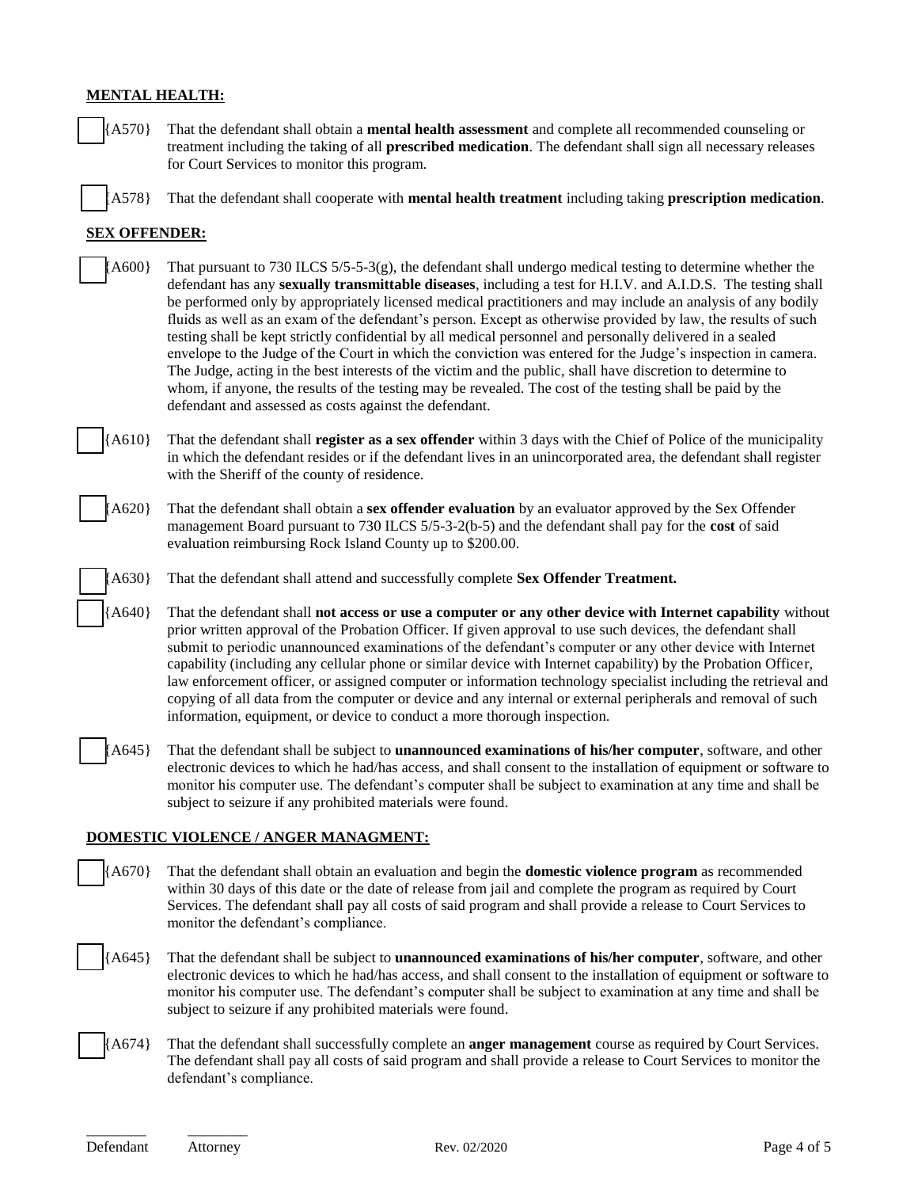**MENTAL HEALTH:**

☐ {A570} That the defendant shall obtain a **mental health assessment** and complete all recommended counseling or treatment including the taking of all **prescribed medication**. The defendant shall sign all necessary releases for Court Services to monitor this program.

☐ {A578} That the defendant shall cooperate with **mental health treatment** including taking **prescription medication**.

**SEX OFFENDER:**

☐ {A600} That pursuant to 730 ILCS 5/5-5-3(g), the defendant shall undergo medical testing to determine whether the defendant has any **sexually transmittable diseases**, including a test for H.I.V. and A.I.D.S. The testing shall be performed only by appropriately licensed medical practitioners and may include an analysis of any bodily fluids as well as an exam of the defendant's person. Except as otherwise provided by law, the results of such testing shall be kept strictly confidential by all medical personnel and personally delivered in a sealed envelope to the Judge of the Court in which the conviction was entered for the Judge's inspection in camera. The Judge, acting in the best interests of the victim and the public, shall have discretion to determine to whom, if anyone, the results of the testing may be revealed. The cost of the testing shall be paid by the defendant and assessed as costs against the defendant.

☐ {A610} That the defendant shall **register as a sex offender** within 3 days with the Chief of Police of the municipality in which the defendant resides or if the defendant lives in an unincorporated area, the defendant shall register with the Sheriff of the county of residence.

☐ {A620} That the defendant shall obtain a **sex offender evaluation** by an evaluator approved by the Sex Offender management Board pursuant to 730 ILCS 5/5-3-2(b-5) and the defendant shall pay for the **cost** of said evaluation reimbursing Rock Island County up to $200.00.

☐ {A630} That the defendant shall attend and successfully complete **Sex Offender Treatment.**

☐ {A640} That the defendant shall **not access or use a computer or any other device with Internet capability** without prior written approval of the Probation Officer. If given approval to use such devices, the defendant shall submit to periodic unannounced examinations of the defendant's computer or any other device with Internet capability (including any cellular phone or similar device with Internet capability) by the Probation Officer, law enforcement officer, or assigned computer or information technology specialist including the retrieval and copying of all data from the computer or device and any internal or external peripherals and removal of such information, equipment, or device to conduct a more thorough inspection.

☐ {A645} That the defendant shall be subject to **unannounced examinations of his/her computer**, software, and other electronic devices to which he had/has access, and shall consent to the installation of equipment or software to monitor his computer use. The defendant's computer shall be subject to examination at any time and shall be subject to seizure if any prohibited materials were found.

**DOMESTIC VIOLENCE / ANGER MANAGMENT:**

☐ {A670} That the defendant shall obtain an evaluation and begin the **domestic violence program** as recommended within 30 days of this date or the date of release from jail and complete the program as required by Court Services. The defendant shall pay all costs of said program and shall provide a release to Court Services to monitor the defendant's compliance.

☐ {A645} That the defendant shall be subject to **unannounced examinations of his/her computer**, software, and other electronic devices to which he had/has access, and shall consent to the installation of equipment or software to monitor his computer use. The defendant's computer shall be subject to examination at any time and shall be subject to seizure if any prohibited materials were found.

☐ {A674} That the defendant shall successfully complete an **anger management** course as required by Court Services. The defendant shall pay all costs of said program and shall provide a release to Court Services to monitor the defendant's compliance.

________ ________
Defendant Attorney

Rev. 02/2020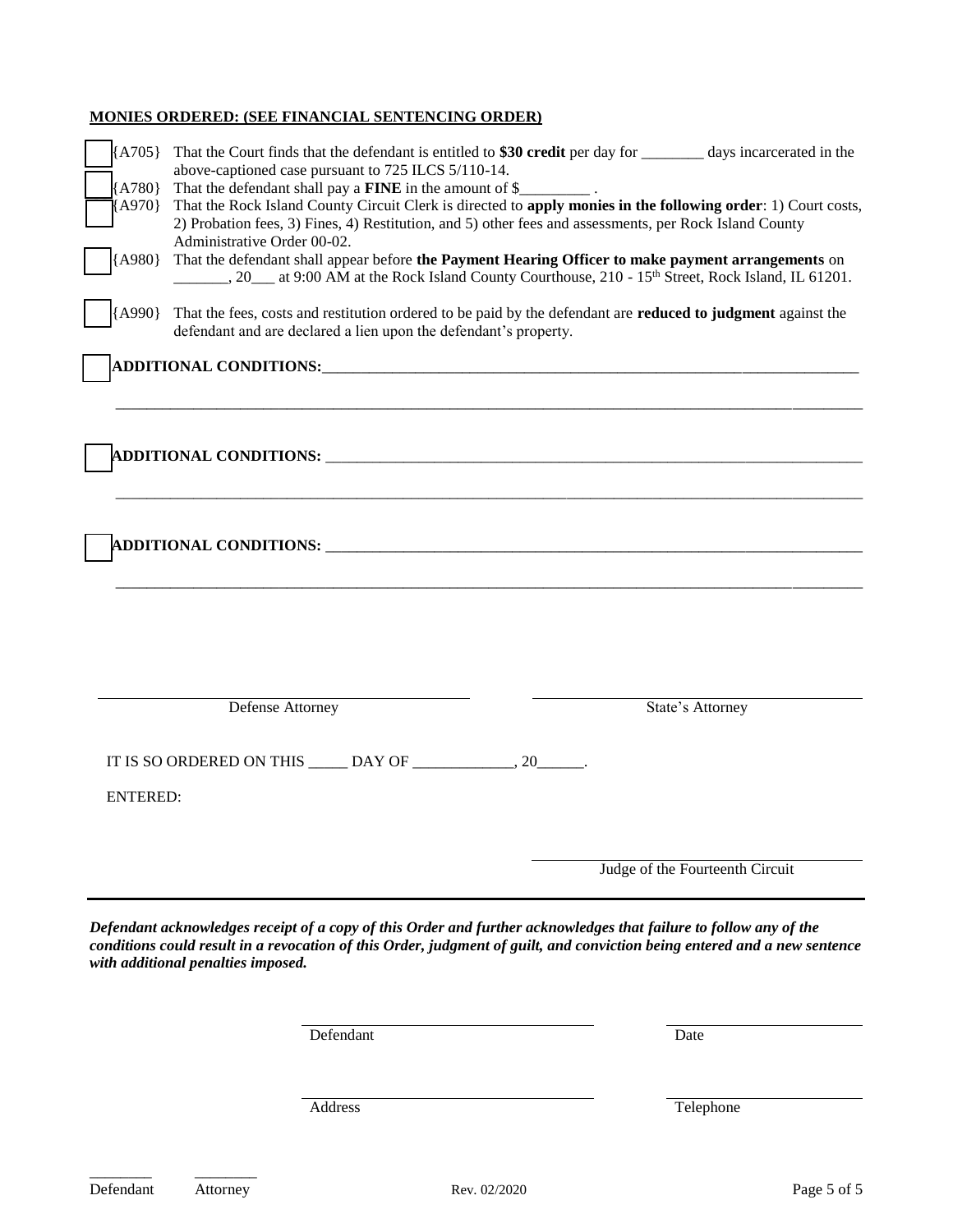**MONIES ORDERED: (SEE FINANCIAL SENTENCING ORDER)**

- ☐ {A705} That the Court finds that the defendant is entitled to **$30 credit** per day for ________ days incarcerated in the above-captioned case pursuant to 725 ILCS 5/110-14.
- ☐ {A780} That the defendant shall pay a **FINE** in the amount of $_________ .
- ☐ {A970} That the Rock Island County Circuit Clerk is directed to **apply monies in the following order**: 1) Court costs, 2) Probation fees, 3) Fines, 4) Restitution, and 5) other fees and assessments, per Rock Island County Administrative Order 00-02.
- ☐ {A980} That the defendant shall appear before **the Payment Hearing Officer to make payment arrangements** on _______, 20___ at 9:00 AM at the Rock Island County Courthouse, 210 - 15th Street, Rock Island, IL 61201.
- ☐ {A990} That the fees, costs and restitution ordered to be paid by the defendant are **reduced to judgment** against the defendant and are declared a lien upon the defendant's property.

☐ **ADDITIONAL CONDITIONS:**___________________________________________________________________________

_____________________________________________________________________________________________

☐ **ADDITIONAL CONDITIONS:** ___________________________________________________________________________

_____________________________________________________________________________________________

☐ **ADDITIONAL CONDITIONS:** ___________________________________________________________________________

_____________________________________________________________________________________________

_______________________________ Defense Attorney

_______________________________ State's Attorney

IT IS SO ORDERED ON THIS _____ DAY OF _____________, 20______.

ENTERED:

_______________________________ Judge of the Fourteenth Circuit

***Defendant acknowledges receipt of a copy of this Order and further acknowledges that failure to follow any of the conditions could result in a revocation of this Order, judgment of guilt, and conviction being entered and a new sentence with additional penalties imposed.***

_______________________________ Defendant

_______________ Date

_______________________________ Address

_______________ Telephone

________ Defendant ________ Attorney

Rev. 02/2020